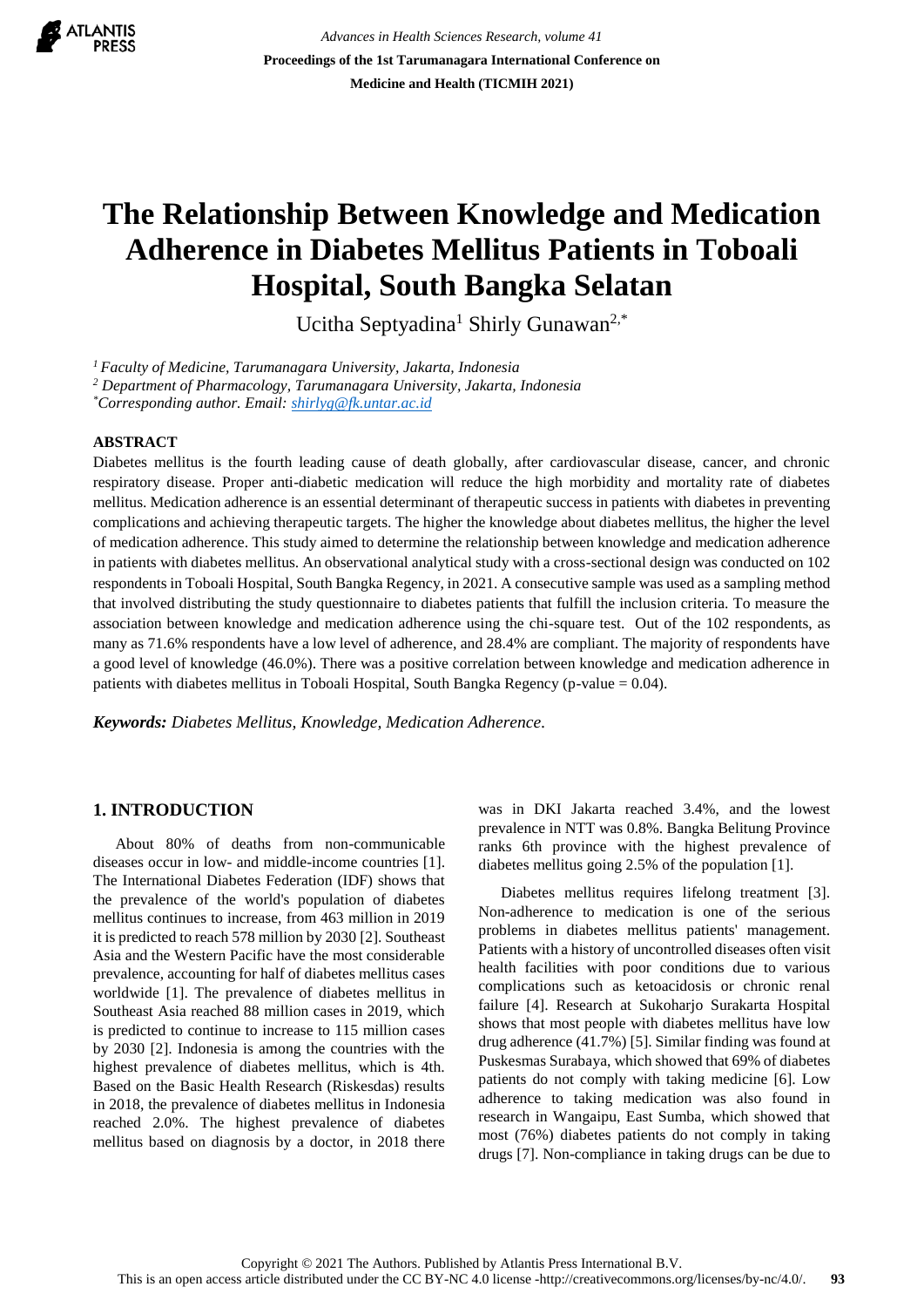# The Relationship Between Knowledge and Medication Adherence in Diabetes Mellitus Patients in Toboali Hospital, South Bangka Selatan

Ucitha Septyadina[1] Shirly Gunawan[2,*]

[1] *Faculty of Medicine, Tarumanagara University, Jakarta, Indonesia*
[2] *Department of Pharmacology, Tarumanagara University, Jakarta, Indonesia*
[*] *Corresponding author. Email: shirlyg@fk.untar.ac.id*

## ABSTRACT

Diabetes mellitus is the fourth leading cause of death globally, after cardiovascular disease, cancer, and chronic respiratory disease. Proper anti-diabetic medication will reduce the high morbidity and mortality rate of diabetes mellitus. Medication adherence is an essential determinant of therapeutic success in patients with diabetes in preventing complications and achieving therapeutic targets. The higher the knowledge about diabetes mellitus, the higher the level of medication adherence. This study aimed to determine the relationship between knowledge and medication adherence in patients with diabetes mellitus. An observational analytical study with a cross-sectional design was conducted on 102 respondents in Toboali Hospital, South Bangka Regency, in 2021. A consecutive sample was used as a sampling method that involved distributing the study questionnaire to diabetes patients that fulfill the inclusion criteria. To measure the association between knowledge and medication adherence using the chi-square test. Out of the 102 respondents, as many as 71.6% respondents have a low level of adherence, and 28.4% are compliant. The majority of respondents have a good level of knowledge (46.0%). There was a positive correlation between knowledge and medication adherence in patients with diabetes mellitus in Toboali Hospital, South Bangka Regency (p-value = 0.04).

***Keywords:*** *Diabetes Mellitus, Knowledge, Medication Adherence.*

## 1. INTRODUCTION

About 80% of deaths from non-communicable diseases occur in low- and middle-income countries [1]. The International Diabetes Federation (IDF) shows that the prevalence of the world's population of diabetes mellitus continues to increase, from 463 million in 2019 it is predicted to reach 578 million by 2030 [2]. Southeast Asia and the Western Pacific have the most considerable prevalence, accounting for half of diabetes mellitus cases worldwide [1]. The prevalence of diabetes mellitus in Southeast Asia reached 88 million cases in 2019, which is predicted to continue to increase to 115 million cases by 2030 [2]. Indonesia is among the countries with the highest prevalence of diabetes mellitus, which is 4th. Based on the Basic Health Research (Riskesdas) results in 2018, the prevalence of diabetes mellitus in Indonesia reached 2.0%. The highest prevalence of diabetes mellitus based on diagnosis by a doctor, in 2018 there was in DKI Jakarta reached 3.4%, and the lowest prevalence in NTT was 0.8%. Bangka Belitung Province ranks 6th province with the highest prevalence of diabetes mellitus going 2.5% of the population [1].

Diabetes mellitus requires lifelong treatment [3]. Non-adherence to medication is one of the serious problems in diabetes mellitus patients' management. Patients with a history of uncontrolled diseases often visit health facilities with poor conditions due to various complications such as ketoacidosis or chronic renal failure [4]. Research at Sukoharjo Surakarta Hospital shows that most people with diabetes mellitus have low drug adherence (41.7%) [5]. Similar finding was found at Puskesmas Surabaya, which showed that 69% of diabetes patients do not comply with taking medicine [6]. Low adherence to taking medication was also found in research in Wangaipu, East Sumba, which showed that most (76%) diabetes patients do not comply in taking drugs [7]. Non-compliance in taking drugs can be due to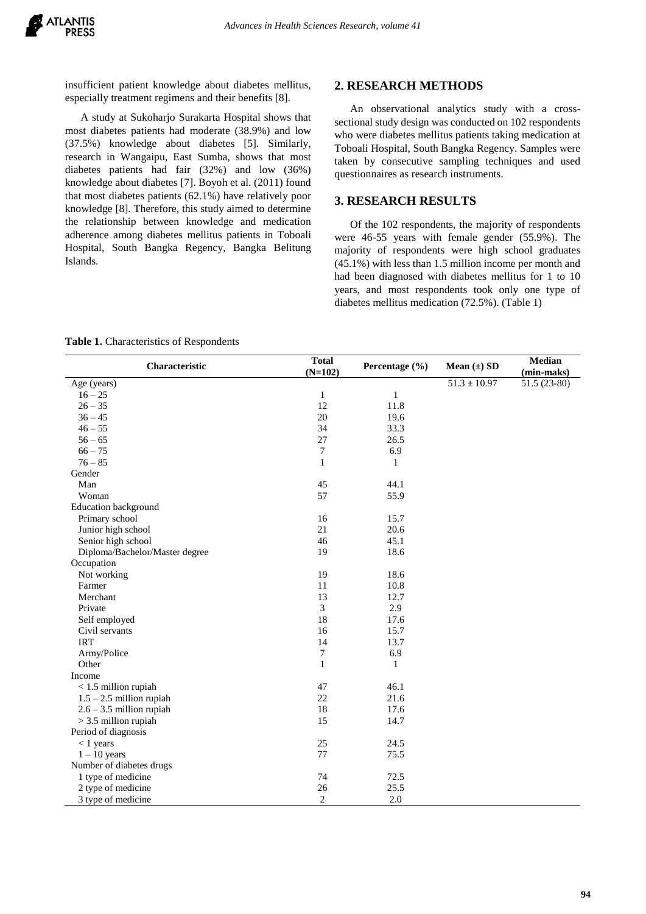insufficient patient knowledge about diabetes mellitus, especially treatment regimens and their benefits [8].

A study at Sukoharjo Surakarta Hospital shows that most diabetes patients had moderate (38.9%) and low (37.5%) knowledge about diabetes [5]. Similarly, research in Wangaipu, East Sumba, shows that most diabetes patients had fair (32%) and low (36%) knowledge about diabetes [7]. Boyoh et al. (2011) found that most diabetes patients (62.1%) have relatively poor knowledge [8]. Therefore, this study aimed to determine the relationship between knowledge and medication adherence among diabetes mellitus patients in Toboali Hospital, South Bangka Regency, Bangka Belitung Islands.

## 2. RESEARCH METHODS

An observational analytics study with a cross-sectional study design was conducted on 102 respondents who were diabetes mellitus patients taking medication at Toboali Hospital, South Bangka Regency. Samples were taken by consecutive sampling techniques and used questionnaires as research instruments.

## 3. RESEARCH RESULTS

Of the 102 respondents, the majority of respondents were 46-55 years with female gender (55.9%). The majority of respondents were high school graduates (45.1%) with less than 1.5 million income per month and had been diagnosed with diabetes mellitus for 1 to 10 years, and most respondents took only one type of diabetes mellitus medication (72.5%). (Table 1)

**Table 1.** Characteristics of Respondents

| Characteristic | Total (N=102) | Percentage (%) | Mean (±) SD | Median (min-maks) |
|---|---|---|---|---|
| Age (years) | | | 51.3 ± 10.97 | 51.5 (23-80) |
| 16 – 25 | 1 | 1 | | |
| 26 – 35 | 12 | 11.8 | | |
| 36 – 45 | 20 | 19.6 | | |
| 46 – 55 | 34 | 33.3 | | |
| 56 – 65 | 27 | 26.5 | | |
| 66 – 75 | 7 | 6.9 | | |
| 76 – 85 | 1 | 1 | | |
| Gender | | | | |
| Man | 45 | 44.1 | | |
| Woman | 57 | 55.9 | | |
| Education background | | | | |
| Primary school | 16 | 15.7 | | |
| Junior high school | 21 | 20.6 | | |
| Senior high school | 46 | 45.1 | | |
| Diploma/Bachelor/Master degree | 19 | 18.6 | | |
| Occupation | | | | |
| Not working | 19 | 18.6 | | |
| Farmer | 11 | 10.8 | | |
| Merchant | 13 | 12.7 | | |
| Private | 3 | 2.9 | | |
| Self employed | 18 | 17.6 | | |
| Civil servants | 16 | 15.7 | | |
| IRT | 14 | 13.7 | | |
| Army/Police | 7 | 6.9 | | |
| Other | 1 | 1 | | |
| Income | | | | |
| < 1.5 million rupiah | 47 | 46.1 | | |
| 1.5 – 2.5 million rupiah | 22 | 21.6 | | |
| 2.6 – 3.5 million rupiah | 18 | 17.6 | | |
| > 3.5 million rupiah | 15 | 14.7 | | |
| Period of diagnosis | | | | |
| < 1 years | 25 | 24.5 | | |
| 1 – 10 years | 77 | 75.5 | | |
| Number of diabetes drugs | | | | |
| 1 type of medicine | 74 | 72.5 | | |
| 2 type of medicine | 26 | 25.5 | | |
| 3 type of medicine | 2 | 2.0 | | |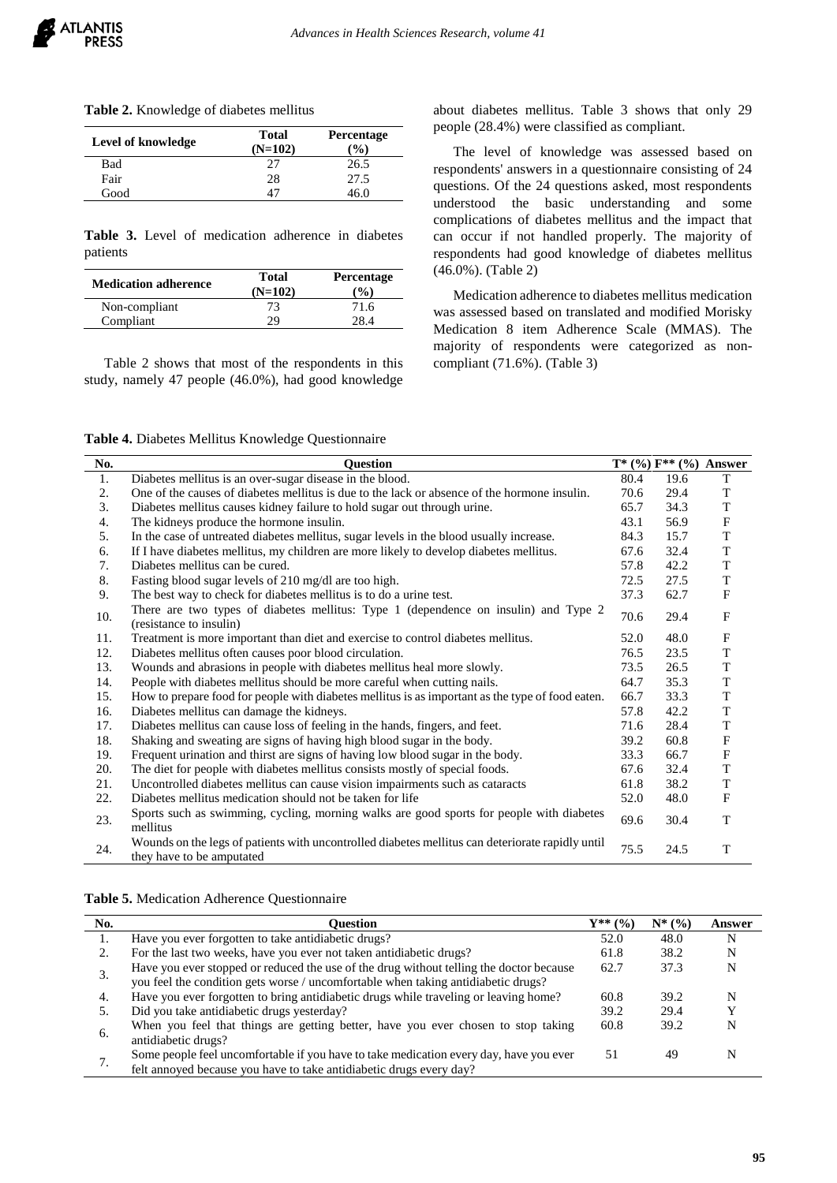**Table 2.** Knowledge of diabetes mellitus

| Level of knowledge | Total (N=102) | Percentage (%) |
|---|---|---|
| Bad | 27 | 26.5 |
| Fair | 28 | 27.5 |
| Good | 47 | 46.0 |

**Table 3.** Level of medication adherence in diabetes patients

| Medication adherence | Total (N=102) | Percentage (%) |
|---|---|---|
| Non-compliant | 73 | 71.6 |
| Compliant | 29 | 28.4 |

Table 2 shows that most of the respondents in this study, namely 47 people (46.0%), had good knowledge about diabetes mellitus. Table 3 shows that only 29 people (28.4%) were classified as compliant.

The level of knowledge was assessed based on respondents' answers in a questionnaire consisting of 24 questions. Of the 24 questions asked, most respondents understood the basic understanding and some complications of diabetes mellitus and the impact that can occur if not handled properly. The majority of respondents had good knowledge of diabetes mellitus (46.0%). (Table 2)

Medication adherence to diabetes mellitus medication was assessed based on translated and modified Morisky Medication 8 item Adherence Scale (MMAS). The majority of respondents were categorized as non-compliant (71.6%). (Table 3)

**Table 4.** Diabetes Mellitus Knowledge Questionnaire

| No. | Question | T* (%) | F** (%) | Answer |
|---|---|---|---|---|
| 1. | Diabetes mellitus is an over-sugar disease in the blood. | 80.4 | 19.6 | T |
| 2. | One of the causes of diabetes mellitus is due to the lack or absence of the hormone insulin. | 70.6 | 29.4 | T |
| 3. | Diabetes mellitus causes kidney failure to hold sugar out through urine. | 65.7 | 34.3 | T |
| 4. | The kidneys produce the hormone insulin. | 43.1 | 56.9 | F |
| 5. | In the case of untreated diabetes mellitus, sugar levels in the blood usually increase. | 84.3 | 15.7 | T |
| 6. | If I have diabetes mellitus, my children are more likely to develop diabetes mellitus. | 67.6 | 32.4 | T |
| 7. | Diabetes mellitus can be cured. | 57.8 | 42.2 | T |
| 8. | Fasting blood sugar levels of 210 mg/dl are too high. | 72.5 | 27.5 | T |
| 9. | The best way to check for diabetes mellitus is to do a urine test. | 37.3 | 62.7 | F |
| 10. | There are two types of diabetes mellitus: Type 1 (dependence on insulin) and Type 2 (resistance to insulin) | 70.6 | 29.4 | F |
| 11. | Treatment is more important than diet and exercise to control diabetes mellitus. | 52.0 | 48.0 | F |
| 12. | Diabetes mellitus often causes poor blood circulation. | 76.5 | 23.5 | T |
| 13. | Wounds and abrasions in people with diabetes mellitus heal more slowly. | 73.5 | 26.5 | T |
| 14. | People with diabetes mellitus should be more careful when cutting nails. | 64.7 | 35.3 | T |
| 15. | How to prepare food for people with diabetes mellitus is as important as the type of food eaten. | 66.7 | 33.3 | T |
| 16. | Diabetes mellitus can damage the kidneys. | 57.8 | 42.2 | T |
| 17. | Diabetes mellitus can cause loss of feeling in the hands, fingers, and feet. | 71.6 | 28.4 | T |
| 18. | Shaking and sweating are signs of having high blood sugar in the body. | 39.2 | 60.8 | F |
| 19. | Frequent urination and thirst are signs of having low blood sugar in the body. | 33.3 | 66.7 | F |
| 20. | The diet for people with diabetes mellitus consists mostly of special foods. | 67.6 | 32.4 | T |
| 21. | Uncontrolled diabetes mellitus can cause vision impairments such as cataracts | 61.8 | 38.2 | T |
| 22. | Diabetes mellitus medication should not be taken for life | 52.0 | 48.0 | F |
| 23. | Sports such as swimming, cycling, morning walks are good sports for people with diabetes mellitus | 69.6 | 30.4 | T |
| 24. | Wounds on the legs of patients with uncontrolled diabetes mellitus can deteriorate rapidly until they have to be amputated | 75.5 | 24.5 | T |

**Table 5.** Medication Adherence Questionnaire

| No. | Question | Y** (%) | N* (%) | Answer |
|---|---|---|---|---|
| 1. | Have you ever forgotten to take antidiabetic drugs? | 52.0 | 48.0 | N |
| 2. | For the last two weeks, have you ever not taken antidiabetic drugs? | 61.8 | 38.2 | N |
| 3. | Have you ever stopped or reduced the use of the drug without telling the doctor because you feel the condition gets worse / uncomfortable when taking antidiabetic drugs? | 62.7 | 37.3 | N |
| 4. | Have you ever forgotten to bring antidiabetic drugs while traveling or leaving home? | 60.8 | 39.2 | N |
| 5. | Did you take antidiabetic drugs yesterday? | 39.2 | 29.4 | Y |
| 6. | When you feel that things are getting better, have you ever chosen to stop taking antidiabetic drugs? | 60.8 | 39.2 | N |
| 7. | Some people feel uncomfortable if you have to take medication every day, have you ever felt annoyed because you have to take antidiabetic drugs every day? | 51 | 49 | N |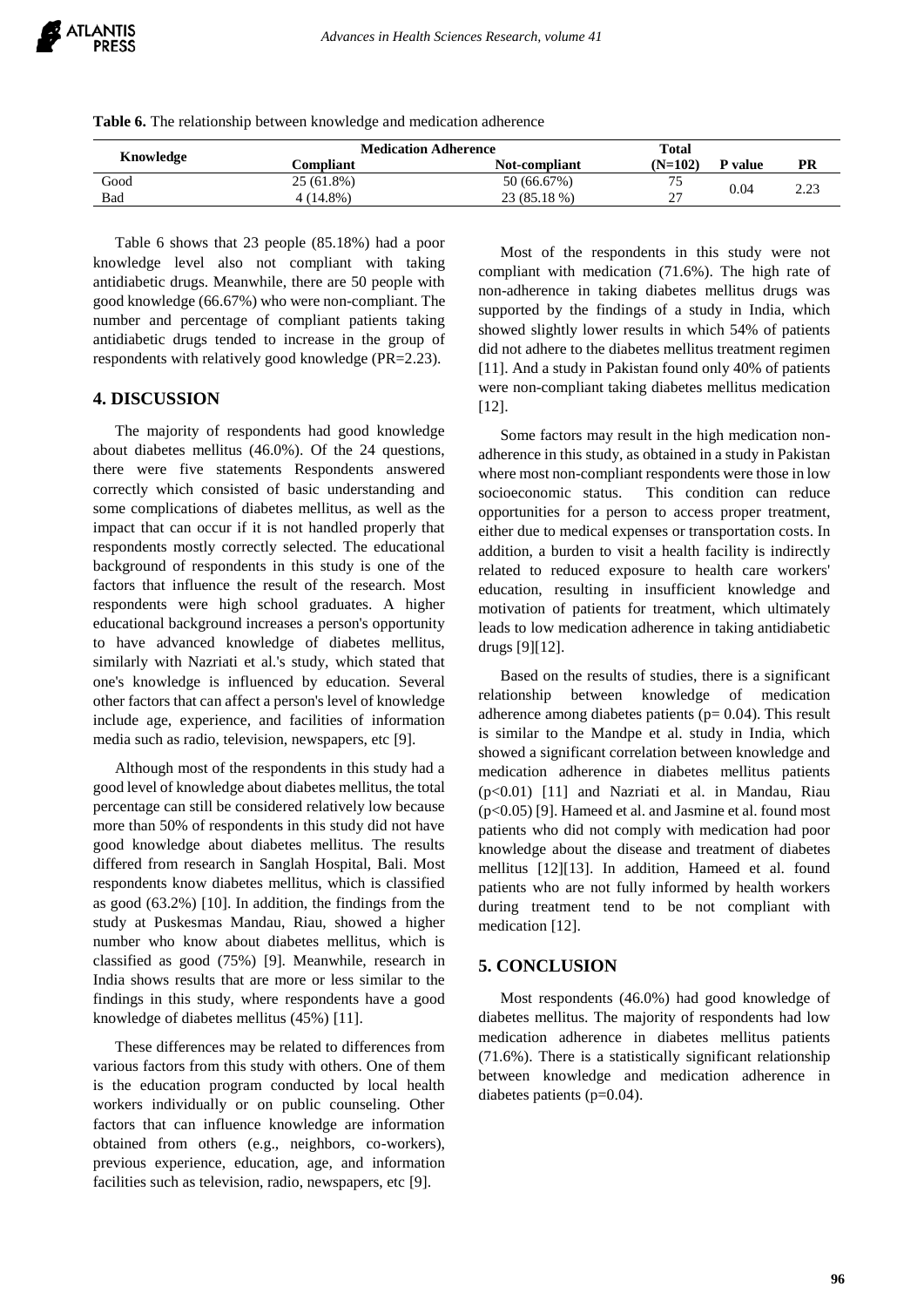**Table 6.** The relationship between knowledge and medication adherence

| Knowledge | Medication Adherence | | Total | P value | PR |
|---|---|---|---|---|---|
| | Compliant | Not-compliant | (N=102) | | |
| Good | 25 (61.8%) | 50 (66.67%) | 75 | 0.04 | 2.23 |
| Bad | 4 (14.8%) | 23 (85.18 %) | 27 | | |

Table 6 shows that 23 people (85.18%) had a poor knowledge level also not compliant with taking antidiabetic drugs. Meanwhile, there are 50 people with good knowledge (66.67%) who were non-compliant. The number and percentage of compliant patients taking antidiabetic drugs tended to increase in the group of respondents with relatively good knowledge (PR=2.23).

## 4. DISCUSSION

The majority of respondents had good knowledge about diabetes mellitus (46.0%). Of the 24 questions, there were five statements Respondents answered correctly which consisted of basic understanding and some complications of diabetes mellitus, as well as the impact that can occur if it is not handled properly that respondents mostly correctly selected. The educational background of respondents in this study is one of the factors that influence the result of the research. Most respondents were high school graduates. A higher educational background increases a person's opportunity to have advanced knowledge of diabetes mellitus, similarly with Nazriati et al.'s study, which stated that one's knowledge is influenced by education. Several other factors that can affect a person's level of knowledge include age, experience, and facilities of information media such as radio, television, newspapers, etc [9].

Although most of the respondents in this study had a good level of knowledge about diabetes mellitus, the total percentage can still be considered relatively low because more than 50% of respondents in this study did not have good knowledge about diabetes mellitus. The results differed from research in Sanglah Hospital, Bali. Most respondents know diabetes mellitus, which is classified as good (63.2%) [10]. In addition, the findings from the study at Puskesmas Mandau, Riau, showed a higher number who know about diabetes mellitus, which is classified as good (75%) [9]. Meanwhile, research in India shows results that are more or less similar to the findings in this study, where respondents have a good knowledge of diabetes mellitus (45%) [11].

These differences may be related to differences from various factors from this study with others. One of them is the education program conducted by local health workers individually or on public counseling. Other factors that can influence knowledge are information obtained from others (e.g., neighbors, co-workers), previous experience, education, age, and information facilities such as television, radio, newspapers, etc [9].

Most of the respondents in this study were not compliant with medication (71.6%). The high rate of non-adherence in taking diabetes mellitus drugs was supported by the findings of a study in India, which showed slightly lower results in which 54% of patients did not adhere to the diabetes mellitus treatment regimen [11]. And a study in Pakistan found only 40% of patients were non-compliant taking diabetes mellitus medication [12].

Some factors may result in the high medication non-adherence in this study, as obtained in a study in Pakistan where most non-compliant respondents were those in low socioeconomic status. This condition can reduce opportunities for a person to access proper treatment, either due to medical expenses or transportation costs. In addition, a burden to visit a health facility is indirectly related to reduced exposure to health care workers' education, resulting in insufficient knowledge and motivation of patients for treatment, which ultimately leads to low medication adherence in taking antidiabetic drugs [9][12].

Based on the results of studies, there is a significant relationship between knowledge of medication adherence among diabetes patients ($p = 0.04$). This result is similar to the Mandpe et al. study in India, which showed a significant correlation between knowledge and medication adherence in diabetes mellitus patients ($p<0.01$) [11] and Nazriati et al. in Mandau, Riau ($p<0.05$) [9]. Hameed et al. and Jasmine et al. found most patients who did not comply with medication had poor knowledge about the disease and treatment of diabetes mellitus [12][13]. In addition, Hameed et al. found patients who are not fully informed by health workers during treatment tend to be not compliant with medication [12].

## 5. CONCLUSION

Most respondents (46.0%) had good knowledge of diabetes mellitus. The majority of respondents had low medication adherence in diabetes mellitus patients (71.6%). There is a statistically significant relationship between knowledge and medication adherence in diabetes patients ($p=0.04$).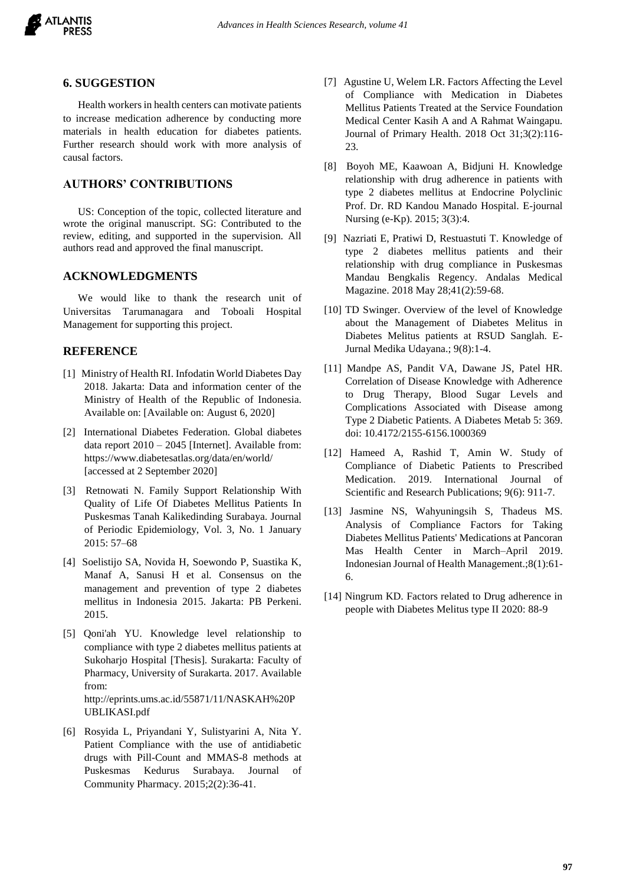## 6. SUGGESTION

Health workers in health centers can motivate patients to increase medication adherence by conducting more materials in health education for diabetes patients. Further research should work with more analysis of causal factors.

## AUTHORS' CONTRIBUTIONS

US: Conception of the topic, collected literature and wrote the original manuscript. SG: Contributed to the review, editing, and supported in the supervision. All authors read and approved the final manuscript.

## ACKNOWLEDGMENTS

We would like to thank the research unit of Universitas Tarumanagara and Toboali Hospital Management for supporting this project.

## REFERENCE

[1] Ministry of Health RI. Infodatin World Diabetes Day 2018. Jakarta: Data and information center of the Ministry of Health of the Republic of Indonesia. Available on: [Available on: August 6, 2020]

[2] International Diabetes Federation. Global diabetes data report 2010 – 2045 [Internet]. Available from: https://www.diabetesatlas.org/data/en/world/ [accessed at 2 September 2020]

[3] Retnowati N. Family Support Relationship With Quality of Life Of Diabetes Mellitus Patients In Puskesmas Tanah Kalikedinding Surabaya. Journal of Periodic Epidemiology, Vol. 3, No. 1 January 2015: 57–68

[4] Soelistijo SA, Novida H, Soewondo P, Suastika K, Manaf A, Sanusi H et al. Consensus on the management and prevention of type 2 diabetes mellitus in Indonesia 2015. Jakarta: PB Perkeni. 2015.

[5] Qoni'ah YU. Knowledge level relationship to compliance with type 2 diabetes mellitus patients at Sukoharjo Hospital [Thesis]. Surakarta: Faculty of Pharmacy, University of Surakarta. 2017. Available from: http://eprints.ums.ac.id/55871/11/NASKAH%20PUBLIKASI.pdf

[6] Rosyida L, Priyandani Y, Sulistyarini A, Nita Y. Patient Compliance with the use of antidiabetic drugs with Pill-Count and MMAS-8 methods at Puskesmas Kedurus Surabaya. Journal of Community Pharmacy. 2015;2(2):36-41.

[7] Agustine U, Welem LR. Factors Affecting the Level of Compliance with Medication in Diabetes Mellitus Patients Treated at the Service Foundation Medical Center Kasih A and A Rahmat Waingapu. Journal of Primary Health. 2018 Oct 31;3(2):116-23.

[8] Boyoh ME, Kaawoan A, Bidjuni H. Knowledge relationship with drug adherence in patients with type 2 diabetes mellitus at Endocrine Polyclinic Prof. Dr. RD Kandou Manado Hospital. E-journal Nursing (e-Kp). 2015; 3(3):4.

[9] Nazriati E, Pratiwi D, Restuastuti T. Knowledge of type 2 diabetes mellitus patients and their relationship with drug compliance in Puskesmas Mandau Bengkalis Regency. Andalas Medical Magazine. 2018 May 28;41(2):59-68.

[10] TD Swinger. Overview of the level of Knowledge about the Management of Diabetes Melitus in Diabetes Melitus patients at RSUD Sanglah. E-Jurnal Medika Udayana.; 9(8):1-4.

[11] Mandpe AS, Pandit VA, Dawane JS, Patel HR. Correlation of Disease Knowledge with Adherence to Drug Therapy, Blood Sugar Levels and Complications Associated with Disease among Type 2 Diabetic Patients. A Diabetes Metab 5: 369. doi: 10.4172/2155-6156.1000369

[12] Hameed A, Rashid T, Amin W. Study of Compliance of Diabetic Patients to Prescribed Medication. 2019. International Journal of Scientific and Research Publications; 9(6): 911-7.

[13] Jasmine NS, Wahyuningsih S, Thadeus MS. Analysis of Compliance Factors for Taking Diabetes Mellitus Patients' Medications at Pancoran Mas Health Center in March–April 2019. Indonesian Journal of Health Management.;8(1):61-6.

[14] Ningrum KD. Factors related to Drug adherence in people with Diabetes Melitus type II 2020: 88-9